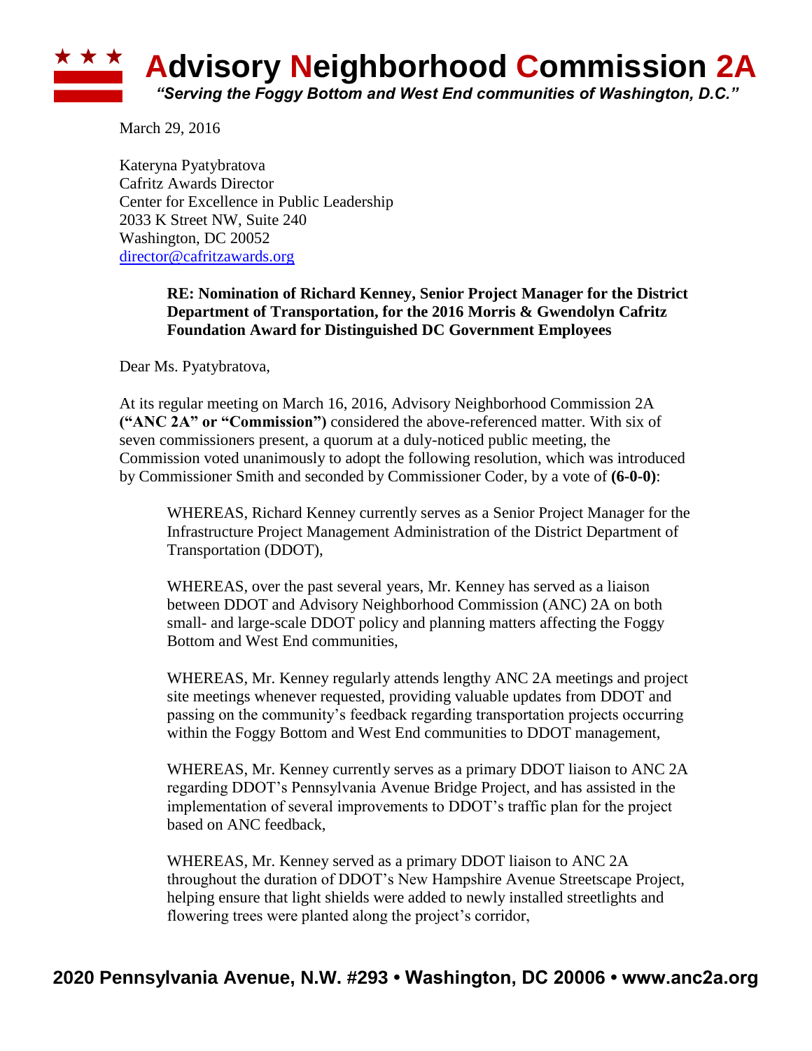# Advisory Neighborhood Commission 2A

*"Serving the Foggy Bottom and West End communities of Washington, D.C."*

March 29, 2016

Kateryna Pyatybratova
Cafritz Awards Director
Center for Excellence in Public Leadership
2033 K Street NW, Suite 240
Washington, DC 20052
director@cafritzawards.org

**RE: Nomination of Richard Kenney, Senior Project Manager for the District Department of Transportation, for the 2016 Morris & Gwendolyn Cafritz Foundation Award for Distinguished DC Government Employees**

Dear Ms. Pyatybratova,

At its regular meeting on March 16, 2016, Advisory Neighborhood Commission 2A **("ANC 2A" or "Commission")** considered the above-referenced matter. With six of seven commissioners present, a quorum at a duly-noticed public meeting, the Commission voted unanimously to adopt the following resolution, which was introduced by Commissioner Smith and seconded by Commissioner Coder, by a vote of **(6-0-0)**:

WHEREAS, Richard Kenney currently serves as a Senior Project Manager for the Infrastructure Project Management Administration of the District Department of Transportation (DDOT),

WHEREAS, over the past several years, Mr. Kenney has served as a liaison between DDOT and Advisory Neighborhood Commission (ANC) 2A on both small- and large-scale DDOT policy and planning matters affecting the Foggy Bottom and West End communities,

WHEREAS, Mr. Kenney regularly attends lengthy ANC 2A meetings and project site meetings whenever requested, providing valuable updates from DDOT and passing on the community's feedback regarding transportation projects occurring within the Foggy Bottom and West End communities to DDOT management,

WHEREAS, Mr. Kenney currently serves as a primary DDOT liaison to ANC 2A regarding DDOT's Pennsylvania Avenue Bridge Project, and has assisted in the implementation of several improvements to DDOT's traffic plan for the project based on ANC feedback,

WHEREAS, Mr. Kenney served as a primary DDOT liaison to ANC 2A throughout the duration of DDOT's New Hampshire Avenue Streetscape Project, helping ensure that light shields were added to newly installed streetlights and flowering trees were planted along the project's corridor,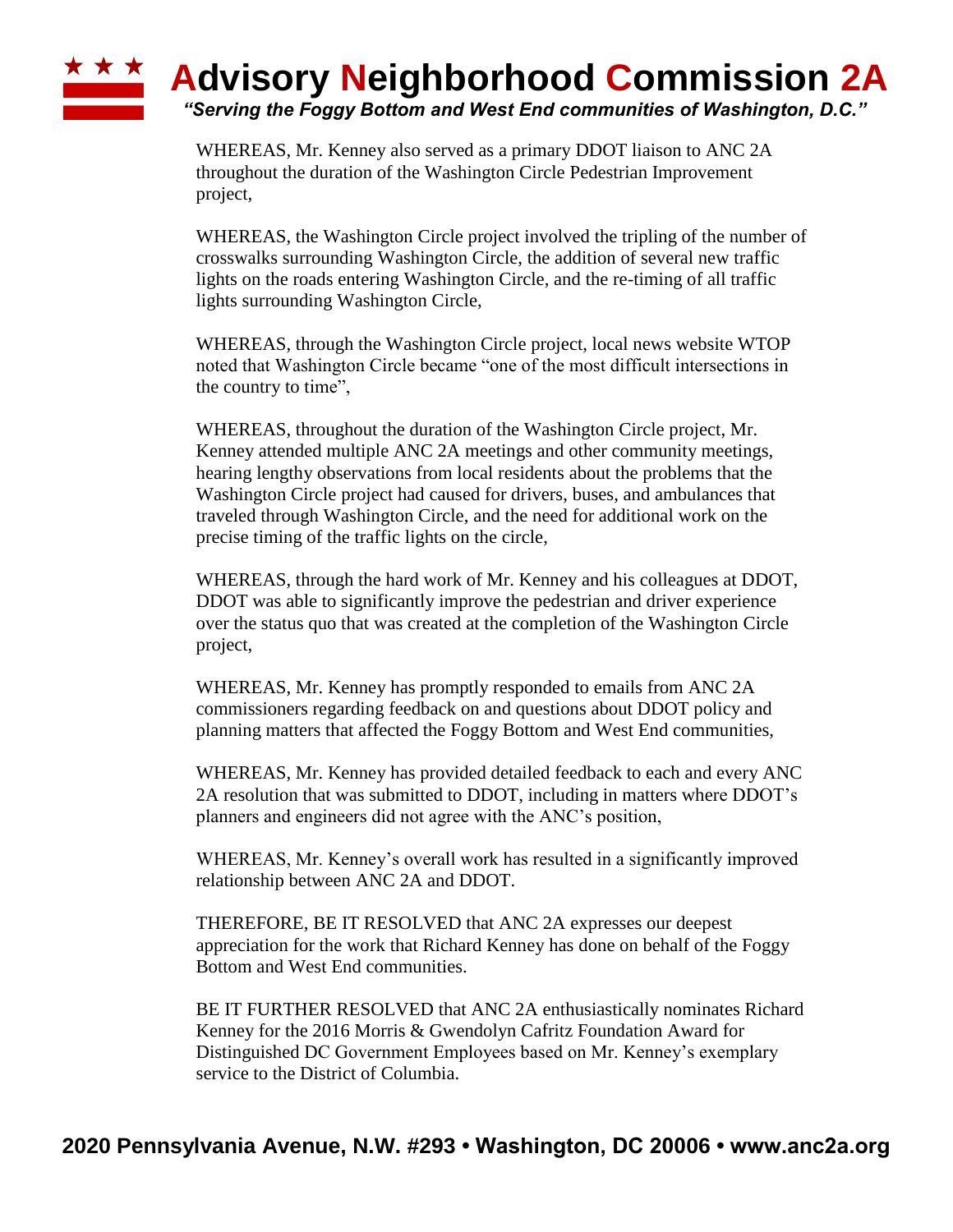WHEREAS, Mr. Kenney also served as a primary DDOT liaison to ANC 2A throughout the duration of the Washington Circle Pedestrian Improvement project,

WHEREAS, the Washington Circle project involved the tripling of the number of crosswalks surrounding Washington Circle, the addition of several new traffic lights on the roads entering Washington Circle, and the re-timing of all traffic lights surrounding Washington Circle,

WHEREAS, through the Washington Circle project, local news website WTOP noted that Washington Circle became "one of the most difficult intersections in the country to time",

WHEREAS, throughout the duration of the Washington Circle project, Mr. Kenney attended multiple ANC 2A meetings and other community meetings, hearing lengthy observations from local residents about the problems that the Washington Circle project had caused for drivers, buses, and ambulances that traveled through Washington Circle, and the need for additional work on the precise timing of the traffic lights on the circle,

WHEREAS, through the hard work of Mr. Kenney and his colleagues at DDOT, DDOT was able to significantly improve the pedestrian and driver experience over the status quo that was created at the completion of the Washington Circle project,

WHEREAS, Mr. Kenney has promptly responded to emails from ANC 2A commissioners regarding feedback on and questions about DDOT policy and planning matters that affected the Foggy Bottom and West End communities,

WHEREAS, Mr. Kenney has provided detailed feedback to each and every ANC 2A resolution that was submitted to DDOT, including in matters where DDOT's planners and engineers did not agree with the ANC's position,

WHEREAS, Mr. Kenney's overall work has resulted in a significantly improved relationship between ANC 2A and DDOT.

THEREFORE, BE IT RESOLVED that ANC 2A expresses our deepest appreciation for the work that Richard Kenney has done on behalf of the Foggy Bottom and West End communities.

BE IT FURTHER RESOLVED that ANC 2A enthusiastically nominates Richard Kenney for the 2016 Morris & Gwendolyn Cafritz Foundation Award for Distinguished DC Government Employees based on Mr. Kenney's exemplary service to the District of Columbia.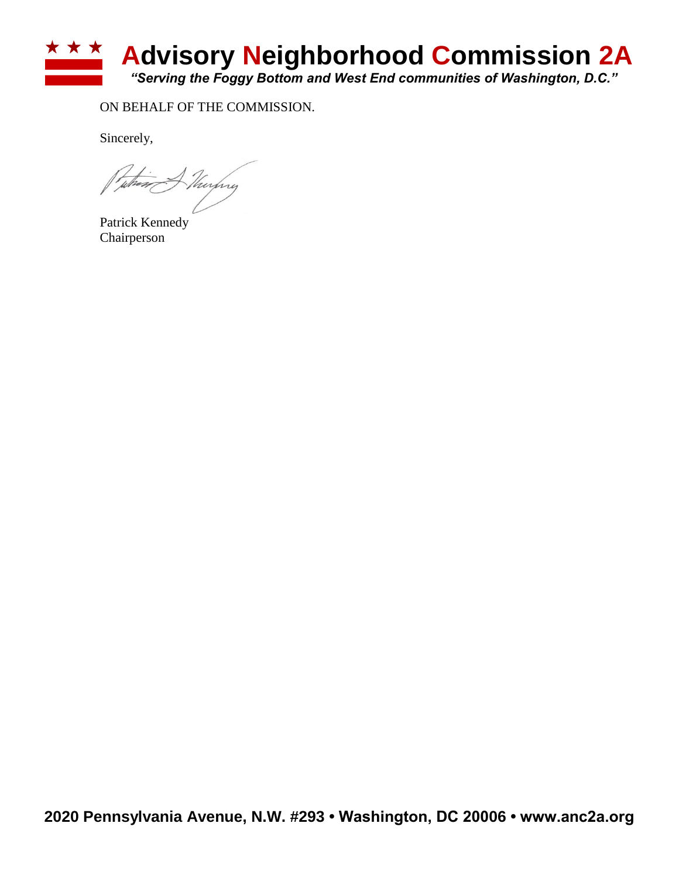ON BEHALF OF THE COMMISSION.

Sincerely,

Patrick Kennedy
Chairperson